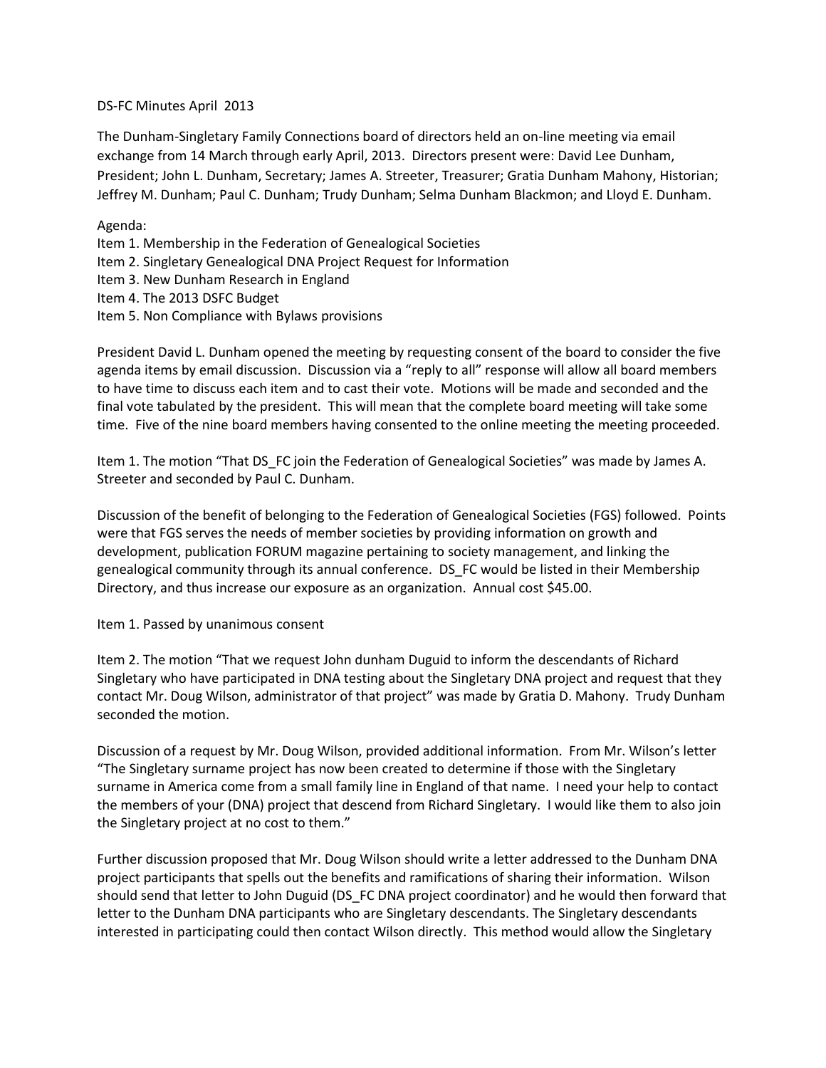DS-FC Minutes April 2013

The Dunham-Singletary Family Connections board of directors held an on-line meeting via email exchange from 14 March through early April, 2013. Directors present were: David Lee Dunham, President; John L. Dunham, Secretary; James A. Streeter, Treasurer; Gratia Dunham Mahony, Historian; Jeffrey M. Dunham; Paul C. Dunham; Trudy Dunham; Selma Dunham Blackmon; and Lloyd E. Dunham.

Agenda:
Item 1. Membership in the Federation of Genealogical Societies
Item 2. Singletary Genealogical DNA Project Request for Information
Item 3. New Dunham Research in England
Item 4. The 2013 DSFC Budget
Item 5. Non Compliance with Bylaws provisions

President David L. Dunham opened the meeting by requesting consent of the board to consider the five agenda items by email discussion. Discussion via a "reply to all" response will allow all board members to have time to discuss each item and to cast their vote. Motions will be made and seconded and the final vote tabulated by the president. This will mean that the complete board meeting will take some time. Five of the nine board members having consented to the online meeting the meeting proceeded.

Item 1. The motion "That DS_FC join the Federation of Genealogical Societies" was made by James A. Streeter and seconded by Paul C. Dunham.

Discussion of the benefit of belonging to the Federation of Genealogical Societies (FGS) followed. Points were that FGS serves the needs of member societies by providing information on growth and development, publication FORUM magazine pertaining to society management, and linking the genealogical community through its annual conference. DS_FC would be listed in their Membership Directory, and thus increase our exposure as an organization. Annual cost $45.00.

Item 1. Passed by unanimous consent

Item 2. The motion "That we request John dunham Duguid to inform the descendants of Richard Singletary who have participated in DNA testing about the Singletary DNA project and request that they contact Mr. Doug Wilson, administrator of that project" was made by Gratia D. Mahony. Trudy Dunham seconded the motion.

Discussion of a request by Mr. Doug Wilson, provided additional information. From Mr. Wilson's letter "The Singletary surname project has now been created to determine if those with the Singletary surname in America come from a small family line in England of that name. I need your help to contact the members of your (DNA) project that descend from Richard Singletary. I would like them to also join the Singletary project at no cost to them."

Further discussion proposed that Mr. Doug Wilson should write a letter addressed to the Dunham DNA project participants that spells out the benefits and ramifications of sharing their information. Wilson should send that letter to John Duguid (DS_FC DNA project coordinator) and he would then forward that letter to the Dunham DNA participants who are Singletary descendants. The Singletary descendants interested in participating could then contact Wilson directly. This method would allow the Singletary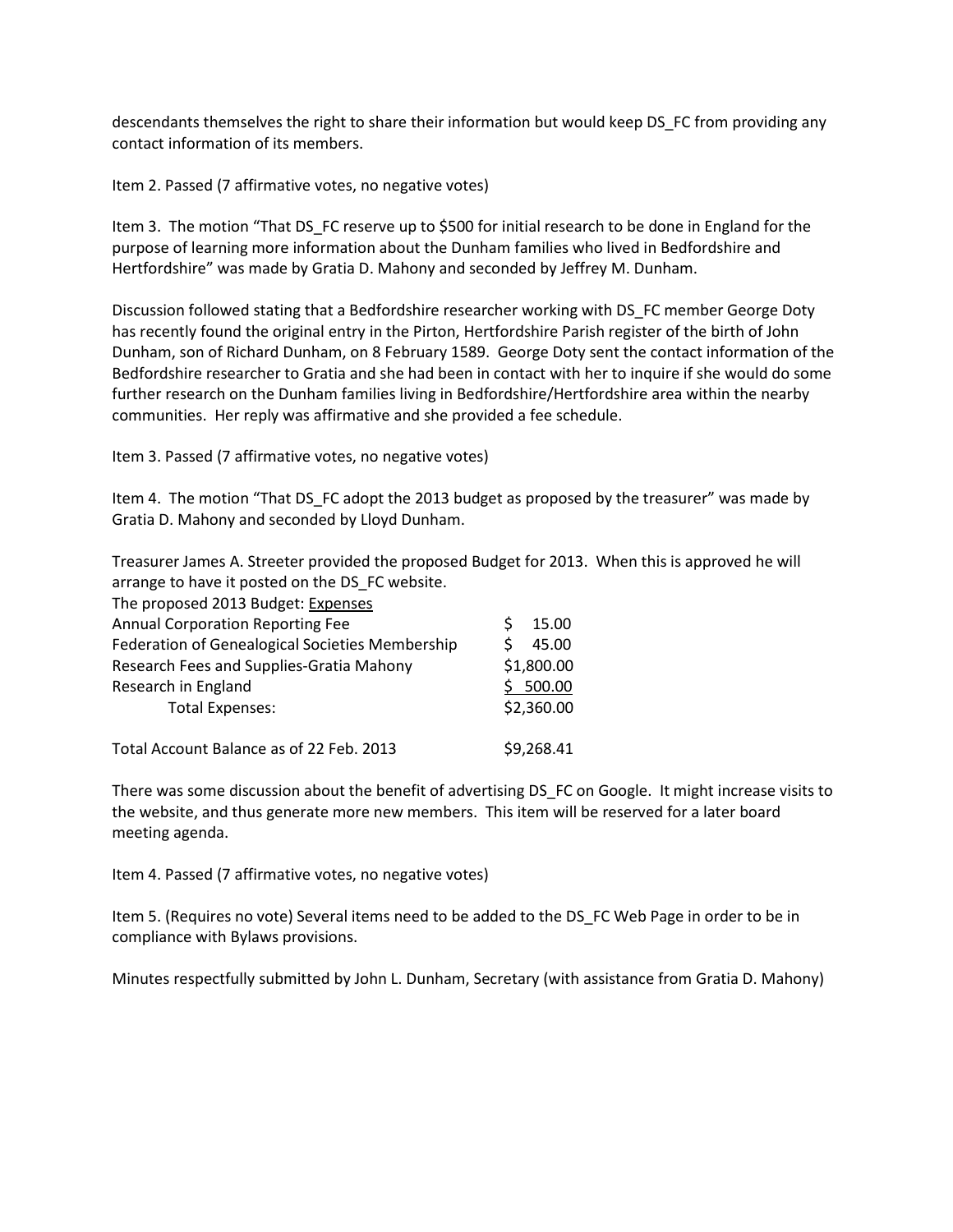descendants themselves the right to share their information but would keep DS_FC from providing any contact information of its members.

Item 2. Passed (7 affirmative votes, no negative votes)

Item 3. The motion "That DS_FC reserve up to $500 for initial research to be done in England for the purpose of learning more information about the Dunham families who lived in Bedfordshire and Hertfordshire" was made by Gratia D. Mahony and seconded by Jeffrey M. Dunham.

Discussion followed stating that a Bedfordshire researcher working with DS_FC member George Doty has recently found the original entry in the Pirton, Hertfordshire Parish register of the birth of John Dunham, son of Richard Dunham, on 8 February 1589. George Doty sent the contact information of the Bedfordshire researcher to Gratia and she had been in contact with her to inquire if she would do some further research on the Dunham families living in Bedfordshire/Hertfordshire area within the nearby communities. Her reply was affirmative and she provided a fee schedule.

Item 3. Passed (7 affirmative votes, no negative votes)

Item 4. The motion "That DS_FC adopt the 2013 budget as proposed by the treasurer" was made by Gratia D. Mahony and seconded by Lloyd Dunham.

Treasurer James A. Streeter provided the proposed Budget for 2013. When this is approved he will arrange to have it posted on the DS_FC website.

The proposed 2013 Budget: <u>Expenses</u>

| | |
|---|---|
| Annual Corporation Reporting Fee | $ 15.00 |
| Federation of Genealogical Societies Membership | $ 45.00 |
| Research Fees and Supplies-Gratia Mahony | $1,800.00 |
| Research in England | <u>$ 500.00</u> |
| Total Expenses: | $2,360.00 |
| | |
| Total Account Balance as of 22 Feb. 2013 | $9,268.41 |

There was some discussion about the benefit of advertising DS_FC on Google. It might increase visits to the website, and thus generate more new members. This item will be reserved for a later board meeting agenda.

Item 4. Passed (7 affirmative votes, no negative votes)

Item 5. (Requires no vote) Several items need to be added to the DS_FC Web Page in order to be in compliance with Bylaws provisions.

Minutes respectfully submitted by John L. Dunham, Secretary (with assistance from Gratia D. Mahony)